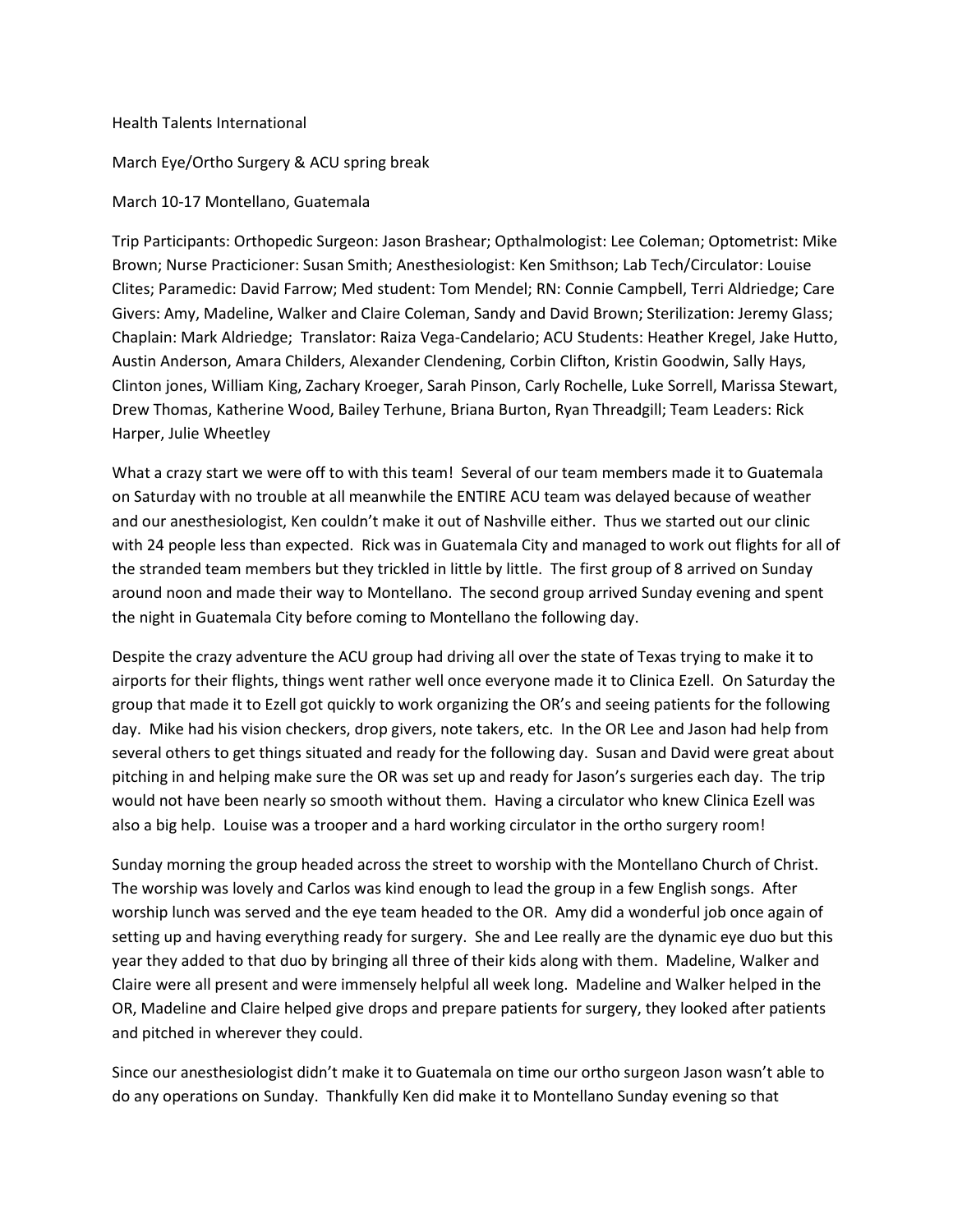Health Talents International

March Eye/Ortho Surgery & ACU spring break

March 10-17 Montellano, Guatemala

Trip Participants: Orthopedic Surgeon: Jason Brashear; Opthalmologist: Lee Coleman; Optometrist: Mike Brown; Nurse Practicioner: Susan Smith; Anesthesiologist: Ken Smithson; Lab Tech/Circulator: Louise Clites; Paramedic: David Farrow; Med student: Tom Mendel; RN: Connie Campbell, Terri Aldriedge; Care Givers: Amy, Madeline, Walker and Claire Coleman, Sandy and David Brown; Sterilization: Jeremy Glass; Chaplain: Mark Aldriedge; Translator: Raiza Vega-Candelario; ACU Students: Heather Kregel, Jake Hutto, Austin Anderson, Amara Childers, Alexander Clendening, Corbin Clifton, Kristin Goodwin, Sally Hays, Clinton jones, William King, Zachary Kroeger, Sarah Pinson, Carly Rochelle, Luke Sorrell, Marissa Stewart, Drew Thomas, Katherine Wood, Bailey Terhune, Briana Burton, Ryan Threadgill; Team Leaders: Rick Harper, Julie Wheetley

What a crazy start we were off to with this team! Several of our team members made it to Guatemala on Saturday with no trouble at all meanwhile the ENTIRE ACU team was delayed because of weather and our anesthesiologist, Ken couldn't make it out of Nashville either. Thus we started out our clinic with 24 people less than expected. Rick was in Guatemala City and managed to work out flights for all of the stranded team members but they trickled in little by little. The first group of 8 arrived on Sunday around noon and made their way to Montellano. The second group arrived Sunday evening and spent the night in Guatemala City before coming to Montellano the following day.

Despite the crazy adventure the ACU group had driving all over the state of Texas trying to make it to airports for their flights, things went rather well once everyone made it to Clinica Ezell. On Saturday the group that made it to Ezell got quickly to work organizing the OR's and seeing patients for the following day. Mike had his vision checkers, drop givers, note takers, etc. In the OR Lee and Jason had help from several others to get things situated and ready for the following day. Susan and David were great about pitching in and helping make sure the OR was set up and ready for Jason's surgeries each day. The trip would not have been nearly so smooth without them. Having a circulator who knew Clinica Ezell was also a big help. Louise was a trooper and a hard working circulator in the ortho surgery room!

Sunday morning the group headed across the street to worship with the Montellano Church of Christ. The worship was lovely and Carlos was kind enough to lead the group in a few English songs. After worship lunch was served and the eye team headed to the OR. Amy did a wonderful job once again of setting up and having everything ready for surgery. She and Lee really are the dynamic eye duo but this year they added to that duo by bringing all three of their kids along with them. Madeline, Walker and Claire were all present and were immensely helpful all week long. Madeline and Walker helped in the OR, Madeline and Claire helped give drops and prepare patients for surgery, they looked after patients and pitched in wherever they could.

Since our anesthesiologist didn't make it to Guatemala on time our ortho surgeon Jason wasn't able to do any operations on Sunday. Thankfully Ken did make it to Montellano Sunday evening so that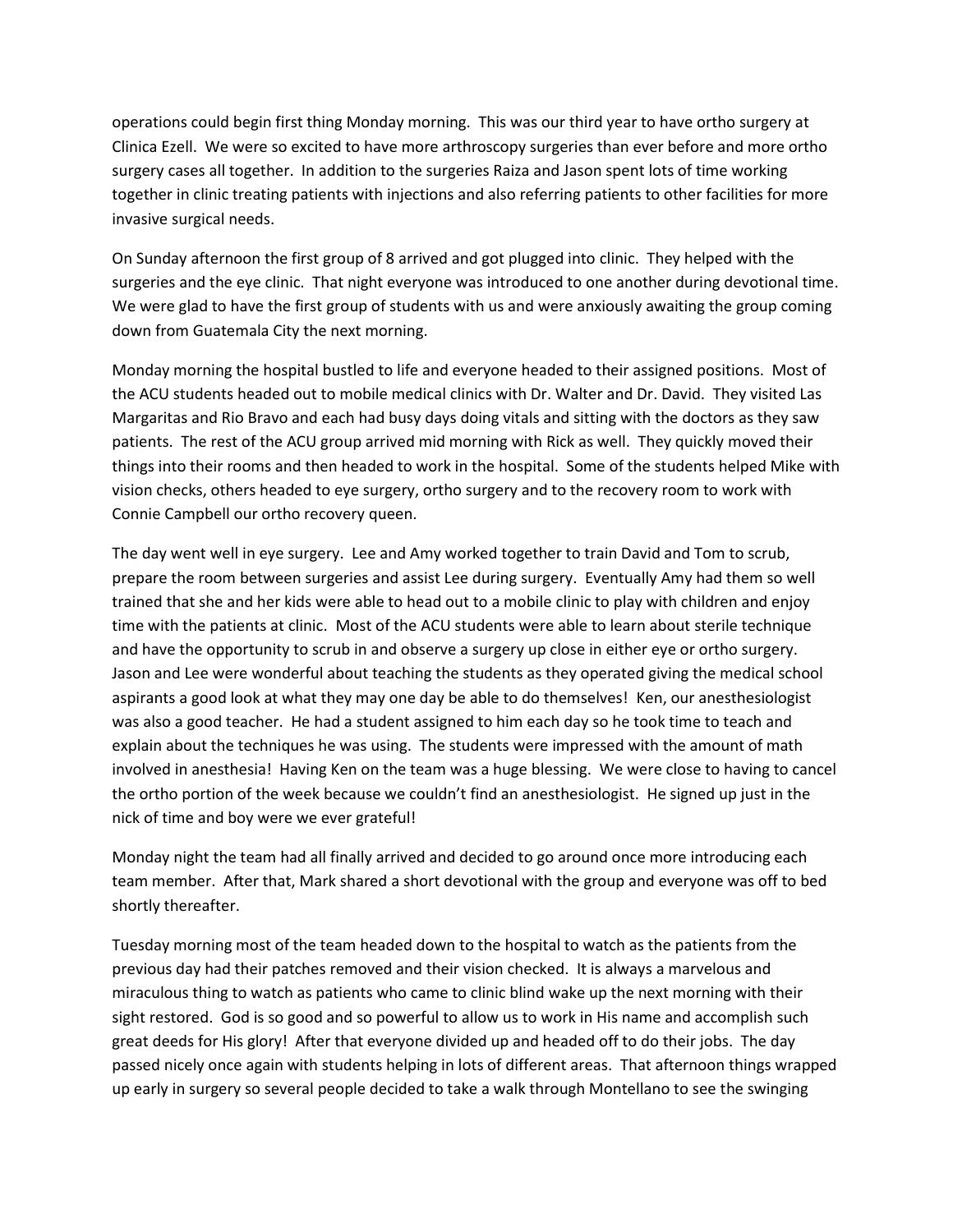operations could begin first thing Monday morning. This was our third year to have ortho surgery at Clinica Ezell. We were so excited to have more arthroscopy surgeries than ever before and more ortho surgery cases all together. In addition to the surgeries Raiza and Jason spent lots of time working together in clinic treating patients with injections and also referring patients to other facilities for more invasive surgical needs.

On Sunday afternoon the first group of 8 arrived and got plugged into clinic. They helped with the surgeries and the eye clinic. That night everyone was introduced to one another during devotional time. We were glad to have the first group of students with us and were anxiously awaiting the group coming down from Guatemala City the next morning.

Monday morning the hospital bustled to life and everyone headed to their assigned positions. Most of the ACU students headed out to mobile medical clinics with Dr. Walter and Dr. David. They visited Las Margaritas and Rio Bravo and each had busy days doing vitals and sitting with the doctors as they saw patients. The rest of the ACU group arrived mid morning with Rick as well. They quickly moved their things into their rooms and then headed to work in the hospital. Some of the students helped Mike with vision checks, others headed to eye surgery, ortho surgery and to the recovery room to work with Connie Campbell our ortho recovery queen.

The day went well in eye surgery. Lee and Amy worked together to train David and Tom to scrub, prepare the room between surgeries and assist Lee during surgery. Eventually Amy had them so well trained that she and her kids were able to head out to a mobile clinic to play with children and enjoy time with the patients at clinic. Most of the ACU students were able to learn about sterile technique and have the opportunity to scrub in and observe a surgery up close in either eye or ortho surgery. Jason and Lee were wonderful about teaching the students as they operated giving the medical school aspirants a good look at what they may one day be able to do themselves! Ken, our anesthesiologist was also a good teacher. He had a student assigned to him each day so he took time to teach and explain about the techniques he was using. The students were impressed with the amount of math involved in anesthesia! Having Ken on the team was a huge blessing. We were close to having to cancel the ortho portion of the week because we couldn't find an anesthesiologist. He signed up just in the nick of time and boy were we ever grateful!

Monday night the team had all finally arrived and decided to go around once more introducing each team member. After that, Mark shared a short devotional with the group and everyone was off to bed shortly thereafter.

Tuesday morning most of the team headed down to the hospital to watch as the patients from the previous day had their patches removed and their vision checked. It is always a marvelous and miraculous thing to watch as patients who came to clinic blind wake up the next morning with their sight restored. God is so good and so powerful to allow us to work in His name and accomplish such great deeds for His glory! After that everyone divided up and headed off to do their jobs. The day passed nicely once again with students helping in lots of different areas. That afternoon things wrapped up early in surgery so several people decided to take a walk through Montellano to see the swinging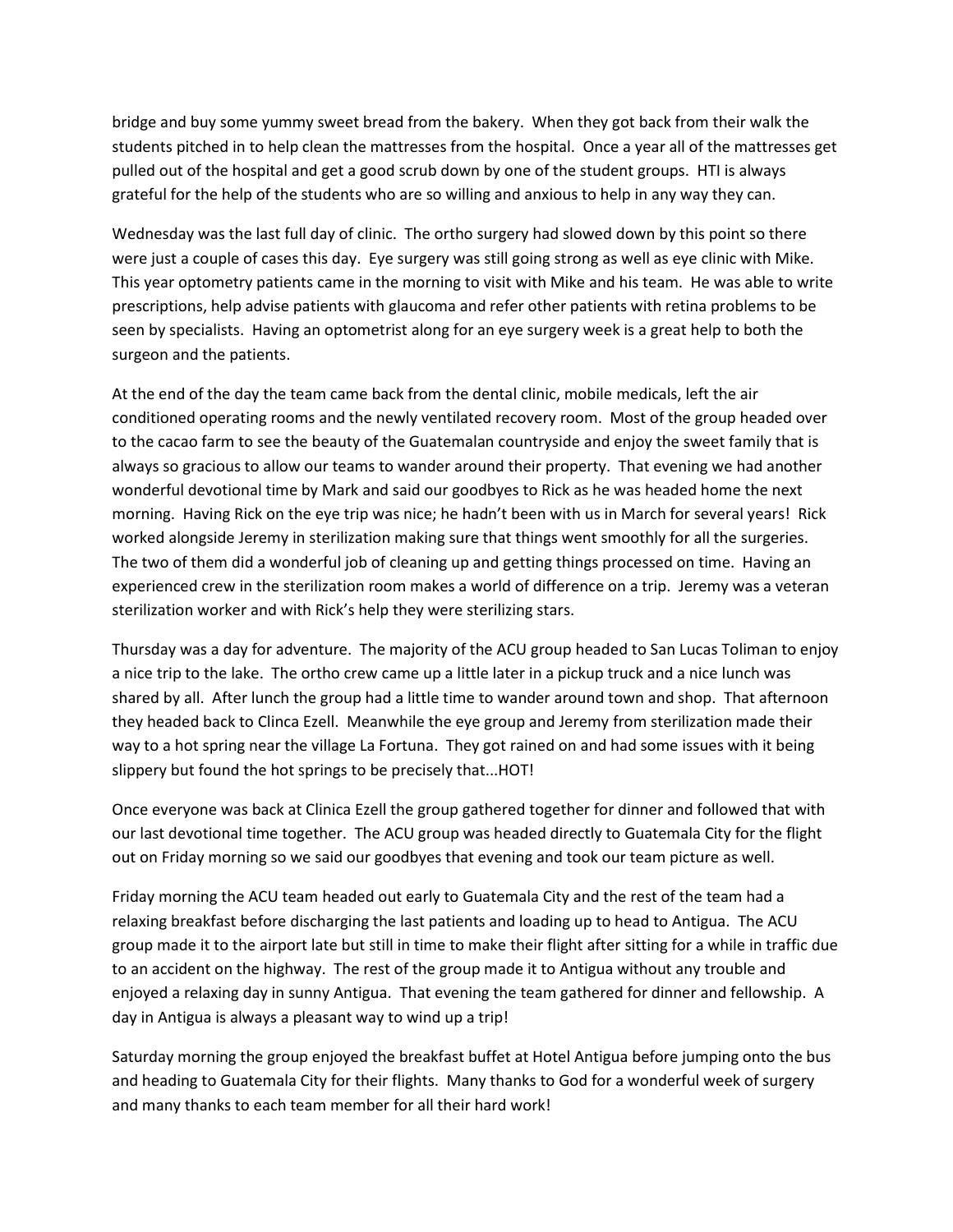bridge and buy some yummy sweet bread from the bakery. When they got back from their walk the students pitched in to help clean the mattresses from the hospital. Once a year all of the mattresses get pulled out of the hospital and get a good scrub down by one of the student groups. HTI is always grateful for the help of the students who are so willing and anxious to help in any way they can.

Wednesday was the last full day of clinic. The ortho surgery had slowed down by this point so there were just a couple of cases this day. Eye surgery was still going strong as well as eye clinic with Mike. This year optometry patients came in the morning to visit with Mike and his team. He was able to write prescriptions, help advise patients with glaucoma and refer other patients with retina problems to be seen by specialists. Having an optometrist along for an eye surgery week is a great help to both the surgeon and the patients.

At the end of the day the team came back from the dental clinic, mobile medicals, left the air conditioned operating rooms and the newly ventilated recovery room. Most of the group headed over to the cacao farm to see the beauty of the Guatemalan countryside and enjoy the sweet family that is always so gracious to allow our teams to wander around their property. That evening we had another wonderful devotional time by Mark and said our goodbyes to Rick as he was headed home the next morning. Having Rick on the eye trip was nice; he hadn't been with us in March for several years! Rick worked alongside Jeremy in sterilization making sure that things went smoothly for all the surgeries. The two of them did a wonderful job of cleaning up and getting things processed on time. Having an experienced crew in the sterilization room makes a world of difference on a trip. Jeremy was a veteran sterilization worker and with Rick's help they were sterilizing stars.

Thursday was a day for adventure. The majority of the ACU group headed to San Lucas Toliman to enjoy a nice trip to the lake. The ortho crew came up a little later in a pickup truck and a nice lunch was shared by all. After lunch the group had a little time to wander around town and shop. That afternoon they headed back to Clinca Ezell. Meanwhile the eye group and Jeremy from sterilization made their way to a hot spring near the village La Fortuna. They got rained on and had some issues with it being slippery but found the hot springs to be precisely that...HOT!

Once everyone was back at Clinica Ezell the group gathered together for dinner and followed that with our last devotional time together. The ACU group was headed directly to Guatemala City for the flight out on Friday morning so we said our goodbyes that evening and took our team picture as well.

Friday morning the ACU team headed out early to Guatemala City and the rest of the team had a relaxing breakfast before discharging the last patients and loading up to head to Antigua. The ACU group made it to the airport late but still in time to make their flight after sitting for a while in traffic due to an accident on the highway. The rest of the group made it to Antigua without any trouble and enjoyed a relaxing day in sunny Antigua. That evening the team gathered for dinner and fellowship. A day in Antigua is always a pleasant way to wind up a trip!

Saturday morning the group enjoyed the breakfast buffet at Hotel Antigua before jumping onto the bus and heading to Guatemala City for their flights. Many thanks to God for a wonderful week of surgery and many thanks to each team member for all their hard work!